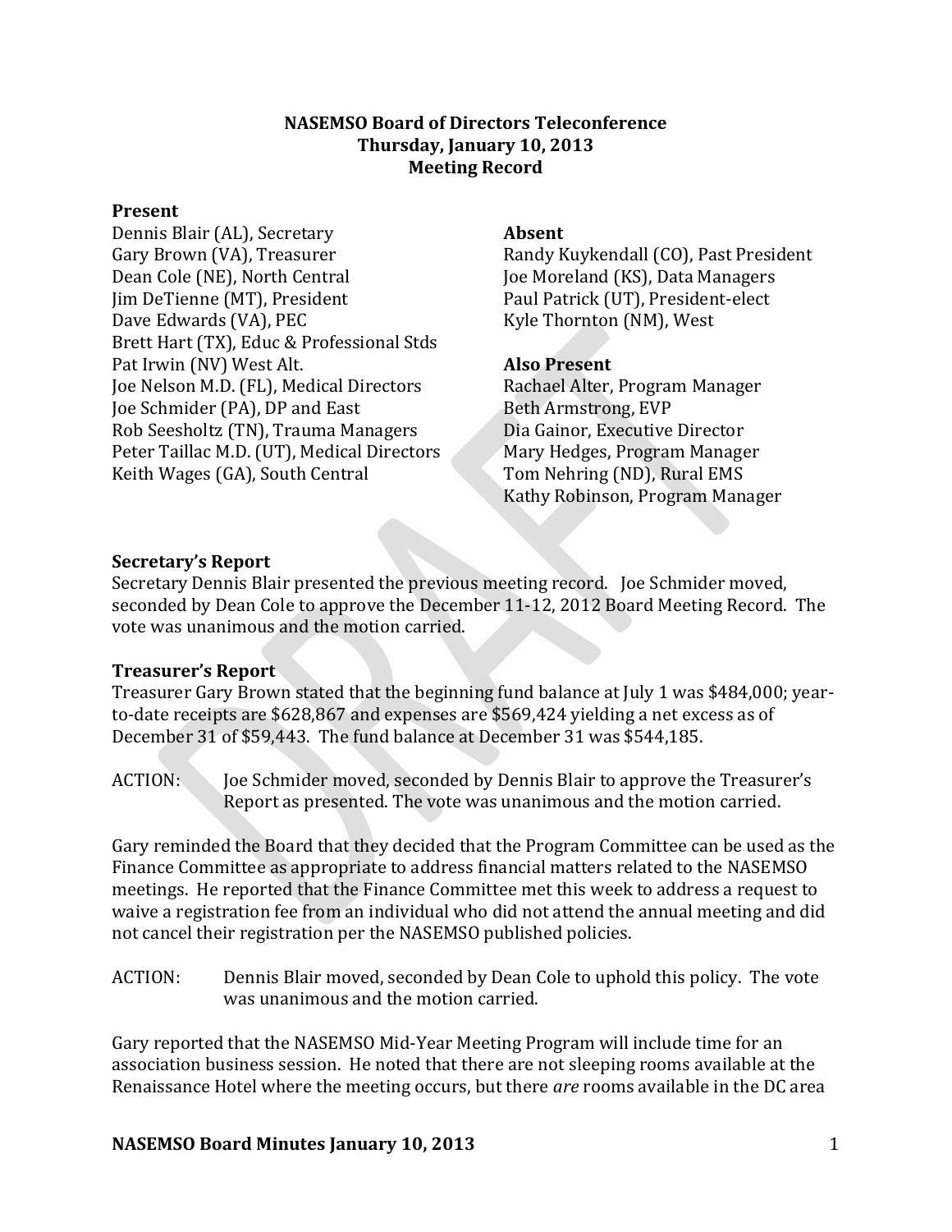# NASEMSO Board of Directors Teleconference
## Thursday, January 10, 2013
## Meeting Record

**Present**

Dennis Blair (AL), Secretary
Gary Brown (VA), Treasurer
Dean Cole (NE), North Central
Jim DeTienne (MT), President
Dave Edwards (VA), PEC
Brett Hart (TX), Educ & Professional Stds
Pat Irwin (NV) West Alt.
Joe Nelson M.D. (FL), Medical Directors
Joe Schmider (PA), DP and East
Rob Seesholtz (TN), Trauma Managers
Peter Taillac M.D. (UT), Medical Directors
Keith Wages (GA), South Central

**Absent**

Randy Kuykendall (CO), Past President
Joe Moreland (KS), Data Managers
Paul Patrick (UT), President-elect
Kyle Thornton (NM), West

**Also Present**

Rachael Alter, Program Manager
Beth Armstrong, EVP
Dia Gainor, Executive Director
Mary Hedges, Program Manager
Tom Nehring (ND), Rural EMS
Kathy Robinson, Program Manager

**Secretary's Report**

Secretary Dennis Blair presented the previous meeting record. Joe Schmider moved, seconded by Dean Cole to approve the December 11-12, 2012 Board Meeting Record. The vote was unanimous and the motion carried.

**Treasurer's Report**

Treasurer Gary Brown stated that the beginning fund balance at July 1 was $484,000; year-to-date receipts are $628,867 and expenses are $569,424 yielding a net excess as of December 31 of $59,443. The fund balance at December 31 was $544,185.

ACTION: Joe Schmider moved, seconded by Dennis Blair to approve the Treasurer's Report as presented. The vote was unanimous and the motion carried.

Gary reminded the Board that they decided that the Program Committee can be used as the Finance Committee as appropriate to address financial matters related to the NASEMSO meetings. He reported that the Finance Committee met this week to address a request to waive a registration fee from an individual who did not attend the annual meeting and did not cancel their registration per the NASEMSO published policies.

ACTION: Dennis Blair moved, seconded by Dean Cole to uphold this policy. The vote was unanimous and the motion carried.

Gary reported that the NASEMSO Mid-Year Meeting Program will include time for an association business session. He noted that there are not sleeping rooms available at the Renaissance Hotel where the meeting occurs, but there *are* rooms available in the DC area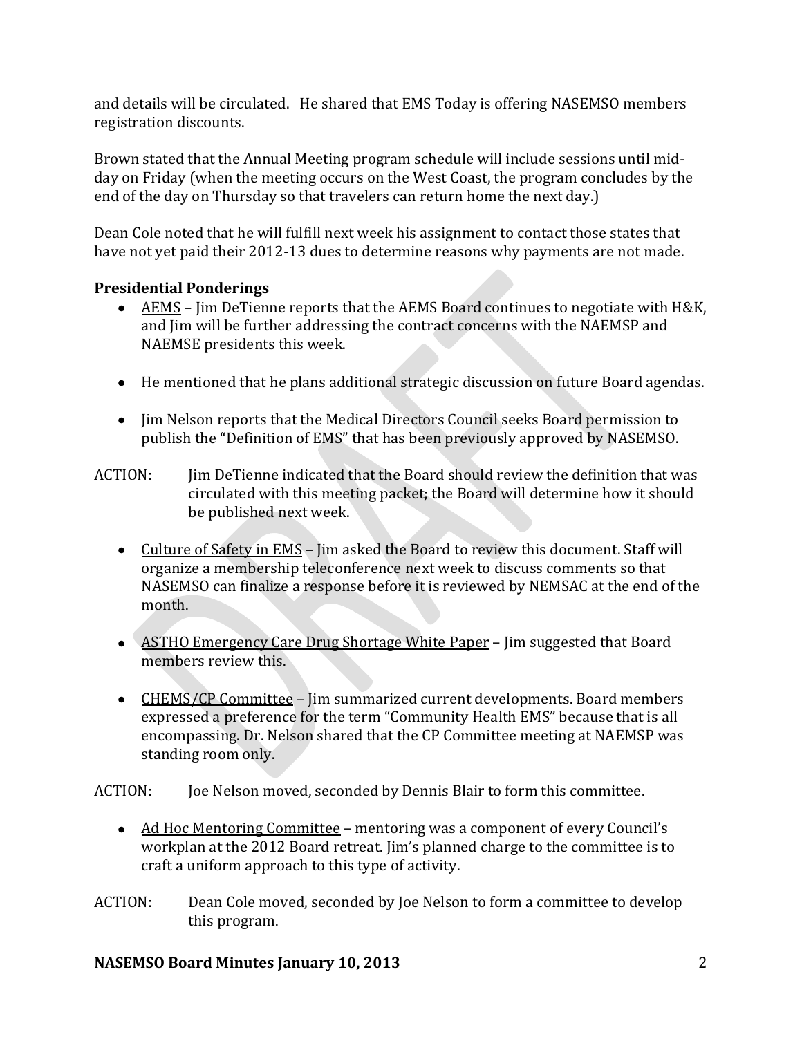and details will be circulated. He shared that EMS Today is offering NASEMSO members registration discounts.

Brown stated that the Annual Meeting program schedule will include sessions until mid-day on Friday (when the meeting occurs on the West Coast, the program concludes by the end of the day on Thursday so that travelers can return home the next day.)

Dean Cole noted that he will fulfill next week his assignment to contact those states that have not yet paid their 2012-13 dues to determine reasons why payments are not made.

**Presidential Ponderings**

- AEMS – Jim DeTienne reports that the AEMS Board continues to negotiate with H&K, and Jim will be further addressing the contract concerns with the NAEMSP and NAEMSE presidents this week.

- He mentioned that he plans additional strategic discussion on future Board agendas.

- Jim Nelson reports that the Medical Directors Council seeks Board permission to publish the "Definition of EMS" that has been previously approved by NASEMSO.

ACTION: Jim DeTienne indicated that the Board should review the definition that was circulated with this meeting packet; the Board will determine how it should be published next week.

- Culture of Safety in EMS – Jim asked the Board to review this document. Staff will organize a membership teleconference next week to discuss comments so that NASEMSO can finalize a response before it is reviewed by NEMSAC at the end of the month.

- ASTHO Emergency Care Drug Shortage White Paper – Jim suggested that Board members review this.

- CHEMS/CP Committee – Jim summarized current developments. Board members expressed a preference for the term "Community Health EMS" because that is all encompassing. Dr. Nelson shared that the CP Committee meeting at NAEMSP was standing room only.

ACTION: Joe Nelson moved, seconded by Dennis Blair to form this committee.

- Ad Hoc Mentoring Committee – mentoring was a component of every Council's workplan at the 2012 Board retreat. Jim's planned charge to the committee is to craft a uniform approach to this type of activity.

ACTION: Dean Cole moved, seconded by Joe Nelson to form a committee to develop this program.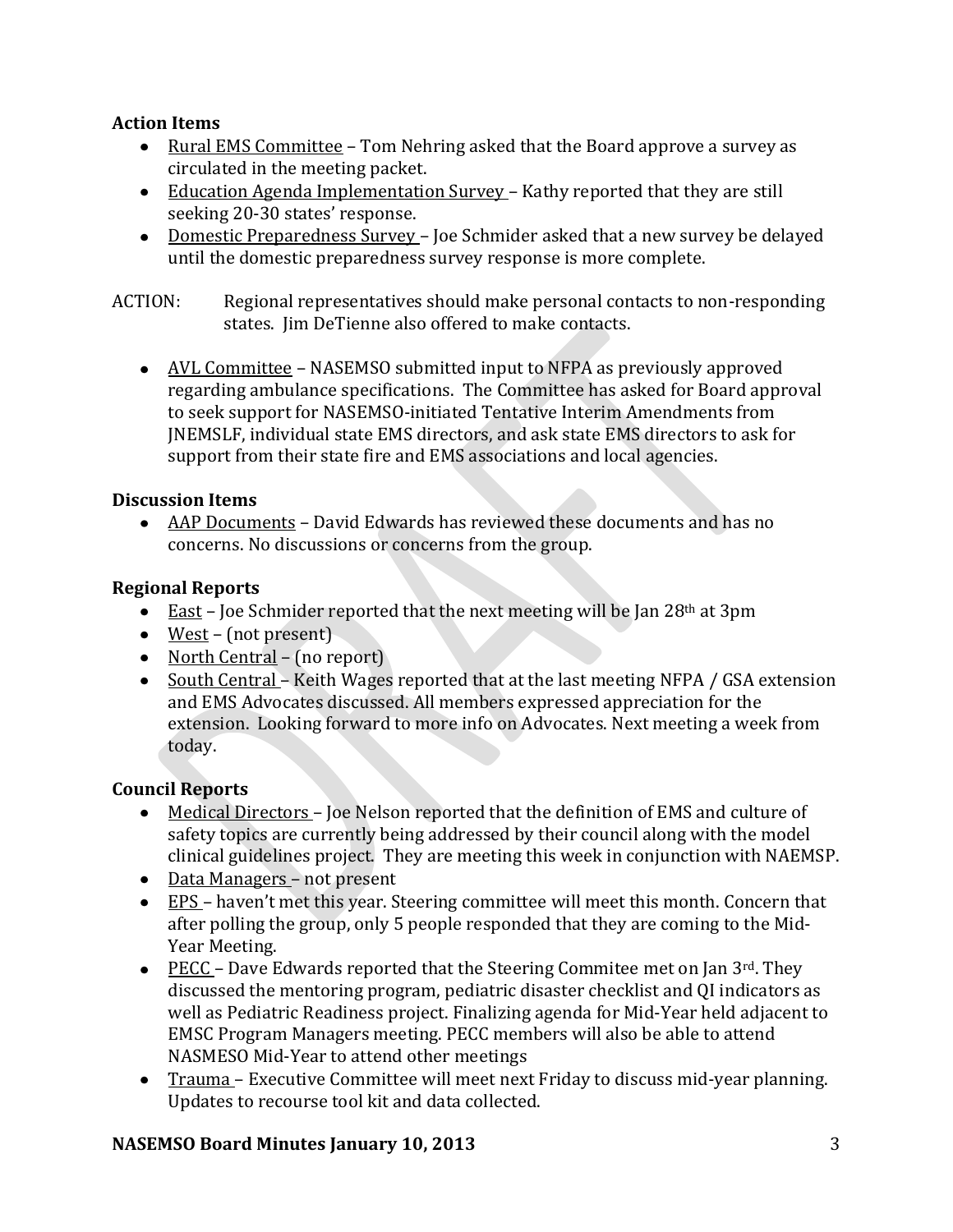**Action Items**

- Rural EMS Committee – Tom Nehring asked that the Board approve a survey as circulated in the meeting packet.
- Education Agenda Implementation Survey – Kathy reported that they are still seeking 20-30 states' response.
- Domestic Preparedness Survey – Joe Schmider asked that a new survey be delayed until the domestic preparedness survey response is more complete.

ACTION: Regional representatives should make personal contacts to non-responding states. Jim DeTienne also offered to make contacts.

- AVL Committee – NASEMSO submitted input to NFPA as previously approved regarding ambulance specifications. The Committee has asked for Board approval to seek support for NASEMSO-initiated Tentative Interim Amendments from JNEMSLF, individual state EMS directors, and ask state EMS directors to ask for support from their state fire and EMS associations and local agencies.

**Discussion Items**

- AAP Documents – David Edwards has reviewed these documents and has no concerns. No discussions or concerns from the group.

**Regional Reports**

- East – Joe Schmider reported that the next meeting will be Jan 28th at 3pm
- West – (not present)
- North Central – (no report)
- South Central – Keith Wages reported that at the last meeting NFPA / GSA extension and EMS Advocates discussed. All members expressed appreciation for the extension. Looking forward to more info on Advocates. Next meeting a week from today.

**Council Reports**

- Medical Directors – Joe Nelson reported that the definition of EMS and culture of safety topics are currently being addressed by their council along with the model clinical guidelines project. They are meeting this week in conjunction with NAEMSP.
- Data Managers – not present
- EPS – haven't met this year. Steering committee will meet this month. Concern that after polling the group, only 5 people responded that they are coming to the Mid-Year Meeting.
- PECC – Dave Edwards reported that the Steering Commitee met on Jan 3rd. They discussed the mentoring program, pediatric disaster checklist and QI indicators as well as Pediatric Readiness project. Finalizing agenda for Mid-Year held adjacent to EMSC Program Managers meeting. PECC members will also be able to attend NASMESO Mid-Year to attend other meetings
- Trauma – Executive Committee will meet next Friday to discuss mid-year planning. Updates to recourse tool kit and data collected.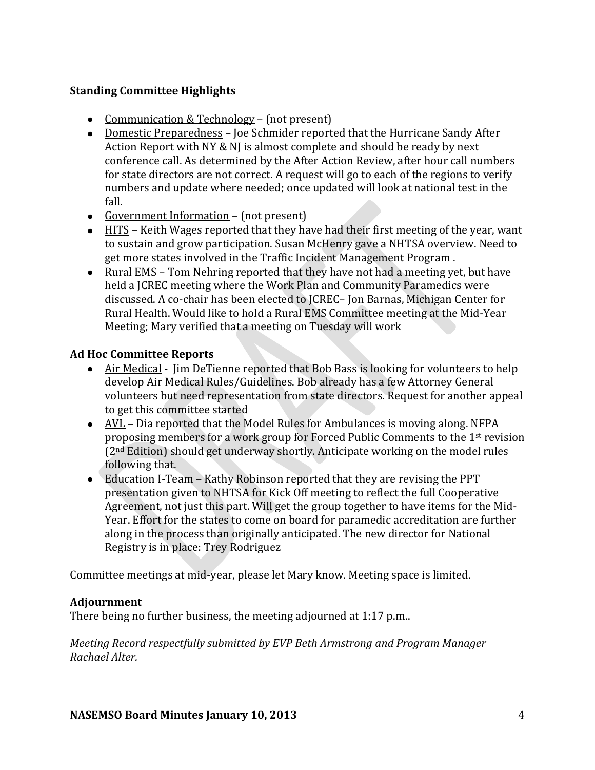### Standing Committee Highlights

- Communication & Technology – (not present)
- Domestic Preparedness – Joe Schmider reported that the Hurricane Sandy After Action Report with NY & NJ is almost complete and should be ready by next conference call. As determined by the After Action Review, after hour call numbers for state directors are not correct. A request will go to each of the regions to verify numbers and update where needed; once updated will look at national test in the fall.
- Government Information – (not present)
- HITS – Keith Wages reported that they have had their first meeting of the year, want to sustain and grow participation. Susan McHenry gave a NHTSA overview. Need to get more states involved in the Traffic Incident Management Program .
- Rural EMS – Tom Nehring reported that they have not had a meeting yet, but have held a JCREC meeting where the Work Plan and Community Paramedics were discussed. A co-chair has been elected to JCREC– Jon Barnas, Michigan Center for Rural Health. Would like to hold a Rural EMS Committee meeting at the Mid-Year Meeting; Mary verified that a meeting on Tuesday will work

### Ad Hoc Committee Reports

- Air Medical - Jim DeTienne reported that Bob Bass is looking for volunteers to help develop Air Medical Rules/Guidelines. Bob already has a few Attorney General volunteers but need representation from state directors. Request for another appeal to get this committee started
- AVL – Dia reported that the Model Rules for Ambulances is moving along. NFPA proposing members for a work group for Forced Public Comments to the 1st revision (2nd Edition) should get underway shortly. Anticipate working on the model rules following that.
- Education I-Team – Kathy Robinson reported that they are revising the PPT presentation given to NHTSA for Kick Off meeting to reflect the full Cooperative Agreement, not just this part. Will get the group together to have items for the Mid-Year. Effort for the states to come on board for paramedic accreditation are further along in the process than originally anticipated. The new director for National Registry is in place: Trey Rodriguez

Committee meetings at mid-year, please let Mary know. Meeting space is limited.

### Adjournment

There being no further business, the meeting adjourned at 1:17 p.m..

*Meeting Record respectfully submitted by EVP Beth Armstrong and Program Manager Rachael Alter.*